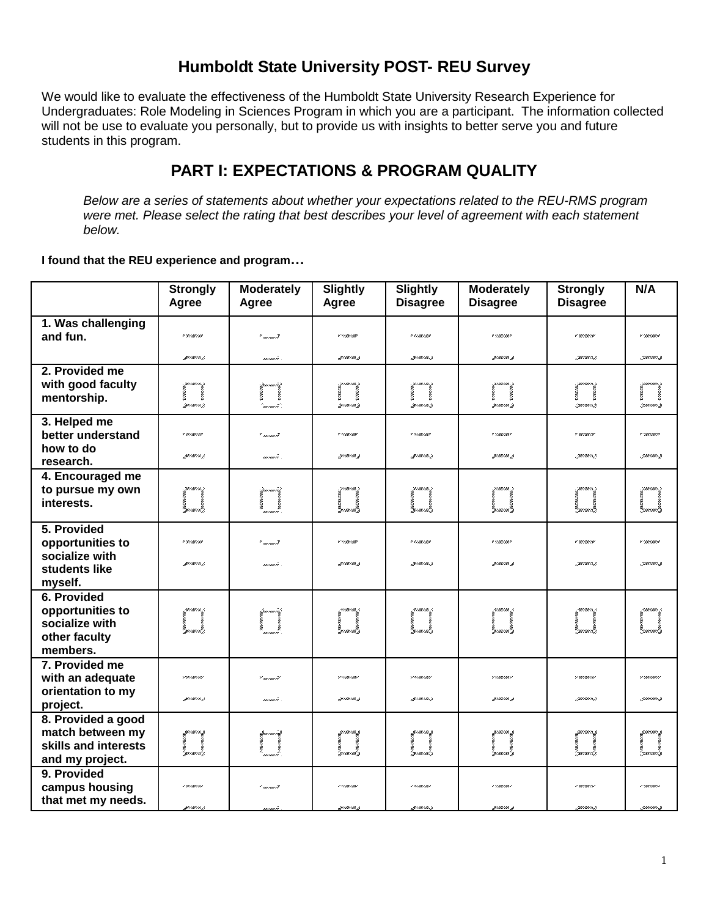# Humboldt State University POST- REU Survey

We would like to evaluate the effectiveness of the Humboldt State University Research Experience for Undergraduates: Role Modeling in Sciences Program in which you are a participant. The information collected will not be use to evaluate you personally, but to provide us with insights to better serve you and future students in this program.

## PART I: EXPECTATIONS & PROGRAM QUALITY

*Below are a series of statements about whether your expectations related to the REU-RMS program were met. Please select the rating that best describes your level of agreement with each statement below.*

**I found that the REU experience and program…**

| | Strongly Agree | Moderately Agree | Slightly Agree | Slightly Disagree | Moderately Disagree | Strongly Disagree | N/A |
|---|---|---|---|---|---|---|---|
| **1. Was challenging and fun.** | ☐ | ☐ | ☐ | ☐ | ☐ | ☐ | ☐ |
| **2. Provided me with good faculty mentorship.** | ☐ | ☐ | ☐ | ☐ | ☐ | ☐ | ☐ |
| **3. Helped me better understand how to do research.** | ☐ | ☐ | ☐ | ☐ | ☐ | ☐ | ☐ |
| **4. Encouraged me to pursue my own interests.** | ☐ | ☐ | ☐ | ☐ | ☐ | ☐ | ☐ |
| **5. Provided opportunities to socialize with students like myself.** | ☐ | ☐ | ☐ | ☐ | ☐ | ☐ | ☐ |
| **6. Provided opportunities to socialize with other faculty members.** | ☐ | ☐ | ☐ | ☐ | ☐ | ☐ | ☐ |
| **7. Provided me with an adequate orientation to my project.** | ☐ | ☐ | ☐ | ☐ | ☐ | ☐ | ☐ |
| **8. Provided a good match between my skills and interests and my project.** | ☐ | ☐ | ☐ | ☐ | ☐ | ☐ | ☐ |
| **9. Provided campus housing that met my needs.** | ☐ | ☐ | ☐ | ☐ | ☐ | ☐ | ☐ |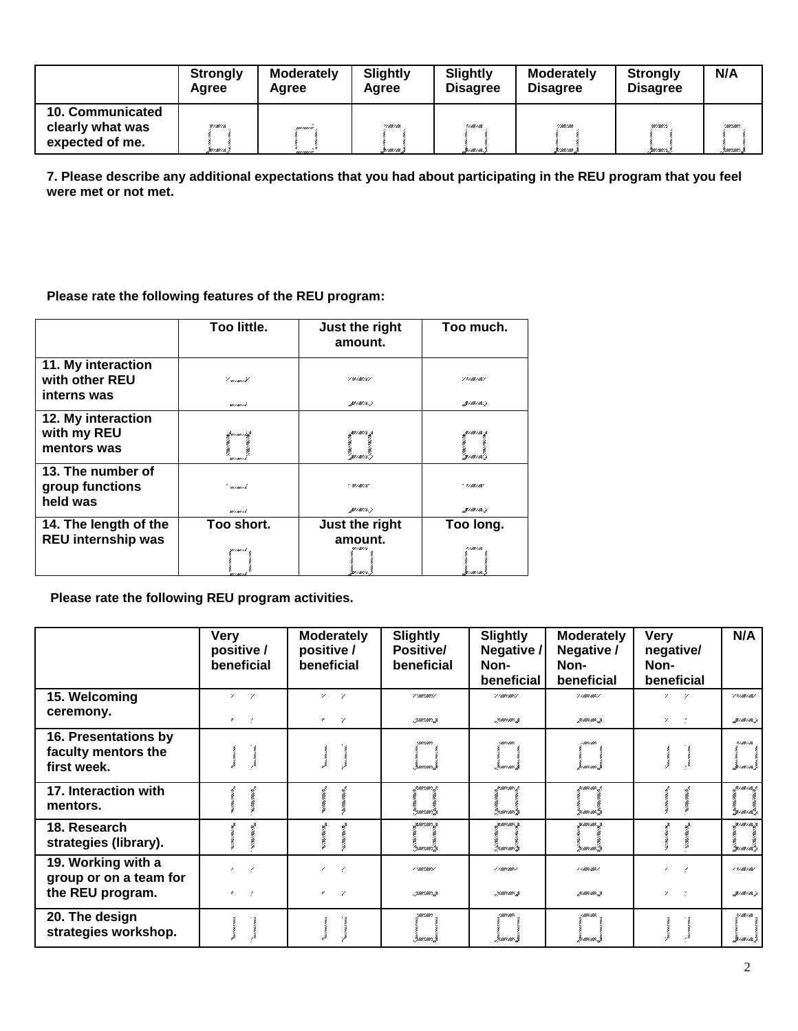| | Strongly Agree | Moderately Agree | Slightly Agree | Slightly Disagree | Moderately Disagree | Strongly Disagree | N/A |
|---|---|---|---|---|---|---|---|
| 10. Communicated clearly what was expected of me. | | | | | | | |

**7. Please describe any additional expectations that you had about participating in the REU program that you feel were met or not met.**

**Please rate the following features of the REU program:**

| | Too little. | Just the right amount. | Too much. |
|---|---|---|---|
| 11. My interaction with other REU interns was | | | |
| 12. My interaction with my REU mentors was | | | |
| 13. The number of group functions held was | | | |
| 14. The length of the REU internship was | Too short. | Just the right amount. | Too long. |

**Please rate the following REU program activities.**

| | Very positive / beneficial | Moderately positive / beneficial | Slightly Positive/ beneficial | Slightly Negative / Non-beneficial | Moderately Negative / Non-beneficial | Very negative/ Non-beneficial | N/A |
|---|---|---|---|---|---|---|---|
| 15. Welcoming ceremony. | | | | | | | |
| 16. Presentations by faculty mentors the first week. | | | | | | | |
| 17. Interaction with mentors. | | | | | | | |
| 18. Research strategies (library). | | | | | | | |
| 19. Working with a group or on a team for the REU program. | | | | | | | |
| 20. The design strategies workshop. | | | | | | | |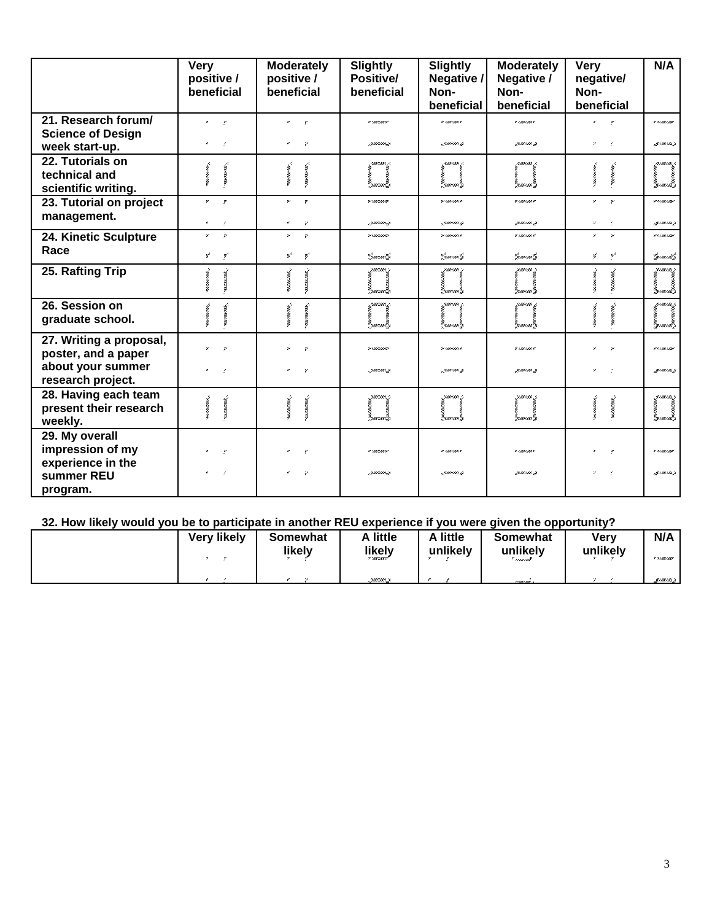| | Very positive / beneficial | Moderately positive / beneficial | Slightly Positive/ beneficial | Slightly Negative / Non-beneficial | Moderately Negative / Non-beneficial | Very negative/ Non-beneficial | N/A |
|---|---|---|---|---|---|---|---|
| **21. Research forum/ Science of Design week start-up.** | | | | | | | |
| **22. Tutorials on technical and scientific writing.** | | | | | | | |
| **23. Tutorial on project management.** | | | | | | | |
| **24. Kinetic Sculpture Race** | | | | | | | |
| **25. Rafting Trip** | | | | | | | |
| **26. Session on graduate school.** | | | | | | | |
| **27. Writing a proposal, poster, and a paper about your summer research project.** | | | | | | | |
| **28. Having each team present their research weekly.** | | | | | | | |
| **29. My overall impression of my experience in the summer REU program.** | | | | | | | |

**32. How likely would you be to participate in another REU experience if you were given the opportunity?**

| | Very likely | Somewhat likely | A little likely | A little unlikely | Somewhat unlikely | Very unlikely | N/A |
|---|---|---|---|---|---|---|---|
| | | | | | | | |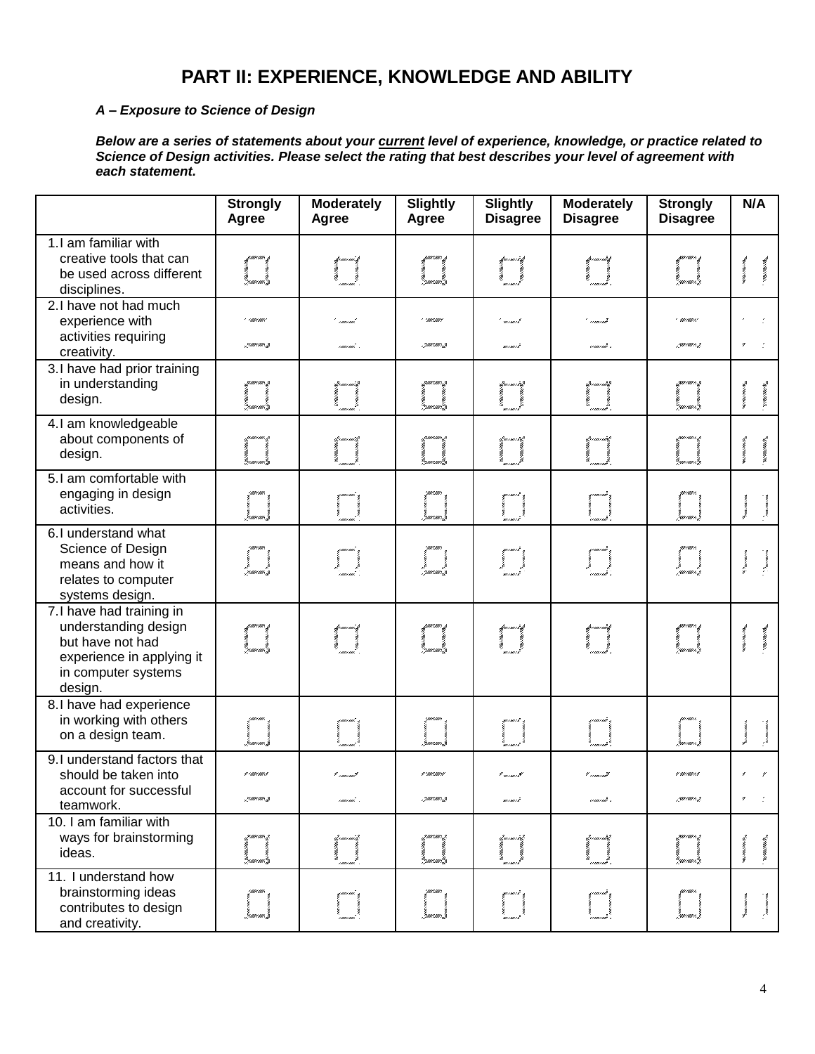# PART II: EXPERIENCE, KNOWLEDGE AND ABILITY

***A – Exposure to Science of Design***

***Below are a series of statements about your <u>current</u> level of experience, knowledge, or practice related to Science of Design activities. Please select the rating that best describes your level of agreement with each statement.***

| | Strongly Agree | Moderately Agree | Slightly Agree | Slightly Disagree | Moderately Disagree | Strongly Disagree | N/A |
|---|---|---|---|---|---|---|---|
| 1. I am familiar with creative tools that can be used across different disciplines. | ☐ | ☐ | ☐ | ☐ | ☐ | ☐ | ☐ |
| 2. I have not had much experience with activities requiring creativity. | ☐ | ☐ | ☐ | ☐ | ☐ | ☐ | ☐ |
| 3. I have had prior training in understanding design. | ☐ | ☐ | ☐ | ☐ | ☐ | ☐ | ☐ |
| 4. I am knowledgeable about components of design. | ☐ | ☐ | ☐ | ☐ | ☐ | ☐ | ☐ |
| 5. I am comfortable with engaging in design activities. | ☐ | ☐ | ☐ | ☐ | ☐ | ☐ | ☐ |
| 6. I understand what Science of Design means and how it relates to computer systems design. | ☐ | ☐ | ☐ | ☐ | ☐ | ☐ | ☐ |
| 7. I have had training in understanding design but have not had experience in applying it in computer systems design. | ☐ | ☐ | ☐ | ☐ | ☐ | ☐ | ☐ |
| 8. I have had experience in working with others on a design team. | ☐ | ☐ | ☐ | ☐ | ☐ | ☐ | ☐ |
| 9. I understand factors that should be taken into account for successful teamwork. | ☐ | ☐ | ☐ | ☐ | ☐ | ☐ | ☐ |
| 10. I am familiar with ways for brainstorming ideas. | ☐ | ☐ | ☐ | ☐ | ☐ | ☐ | ☐ |
| 11. I understand how brainstorming ideas contributes to design and creativity. | ☐ | ☐ | ☐ | ☐ | ☐ | ☐ | ☐ |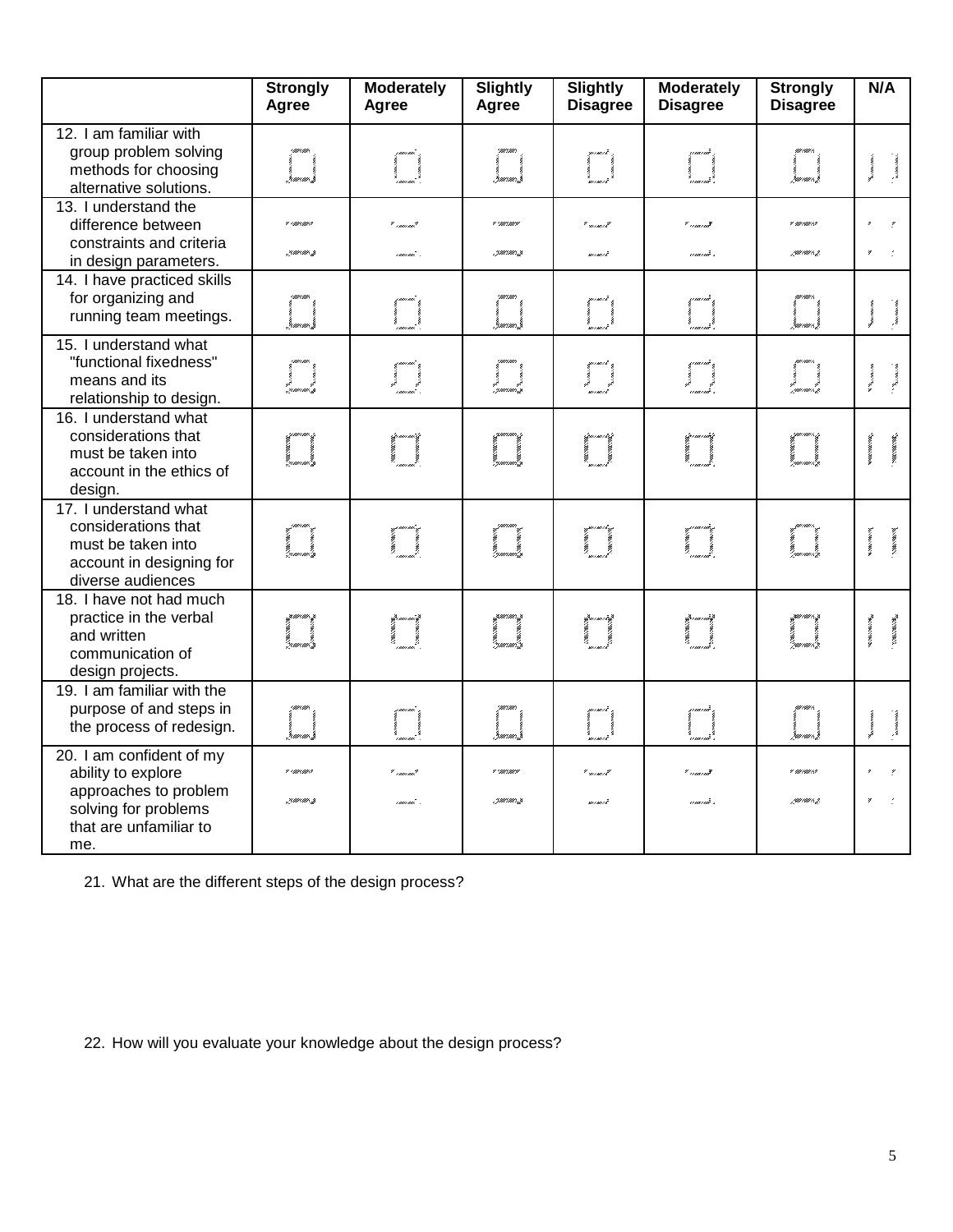| | Strongly Agree | Moderately Agree | Slightly Agree | Slightly Disagree | Moderately Disagree | Strongly Disagree | N/A |
|---|---|---|---|---|---|---|---|
| 12. I am familiar with group problem solving methods for choosing alternative solutions. | | | | | | | |
| 13. I understand the difference between constraints and criteria in design parameters. | | | | | | | |
| 14. I have practiced skills for organizing and running team meetings. | | | | | | | |
| 15. I understand what "functional fixedness" means and its relationship to design. | | | | | | | |
| 16. I understand what considerations that must be taken into account in the ethics of design. | | | | | | | |
| 17. I understand what considerations that must be taken into account in designing for diverse audiences | | | | | | | |
| 18. I have not had much practice in the verbal and written communication of design projects. | | | | | | | |
| 19. I am familiar with the purpose of and steps in the process of redesign. | | | | | | | |
| 20. I am confident of my ability to explore approaches to problem solving for problems that are unfamiliar to me. | | | | | | | |

21. What are the different steps of the design process?

22. How will you evaluate your knowledge about the design process?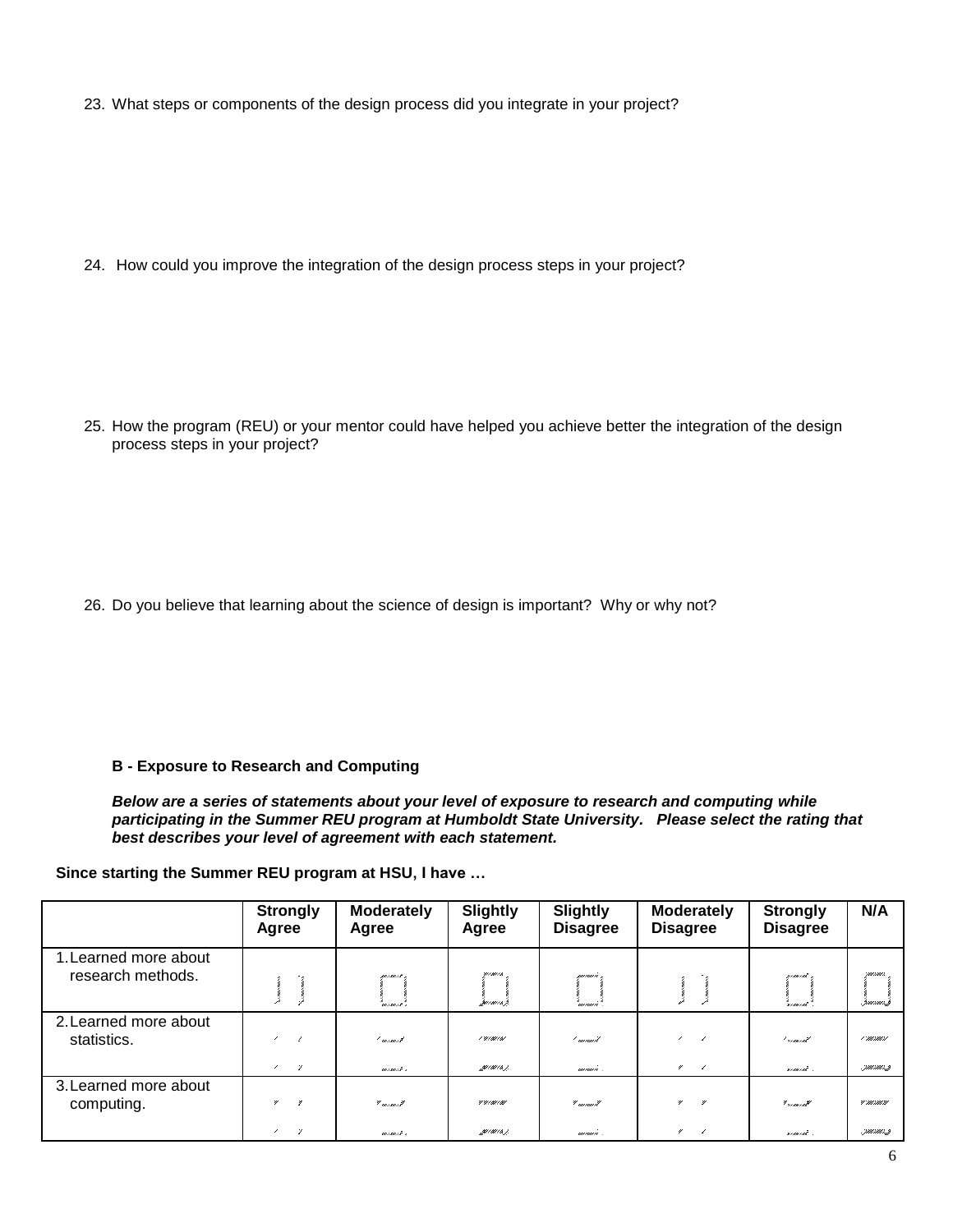23. What steps or components of the design process did you integrate in your project?

24. How could you improve the integration of the design process steps in your project?

25. How the program (REU) or your mentor could have helped you achieve better the integration of the design process steps in your project?

26. Do you believe that learning about the science of design is important? Why or why not?

**B - Exposure to Research and Computing**

***Below are a series of statements about your level of exposure to research and computing while participating in the Summer REU program at Humboldt State University. Please select the rating that best describes your level of agreement with each statement.***

**Since starting the Summer REU program at HSU, I have …**

| | **Strongly Agree** | **Moderately Agree** | **Slightly Agree** | **Slightly Disagree** | **Moderately Disagree** | **Strongly Disagree** | **N/A** |
|---|---|---|---|---|---|---|---|
| 1. Learned more about research methods. | ☐ | ☐ | ☐ | ☐ | ☐ | ☐ | ☐ |
| 2. Learned more about statistics. | ☐ | ☐ | ☐ | ☐ | ☐ | ☐ | ☐ |
| 3. Learned more about computing. | ☐ | ☐ | ☐ | ☐ | ☐ | ☐ | ☐ |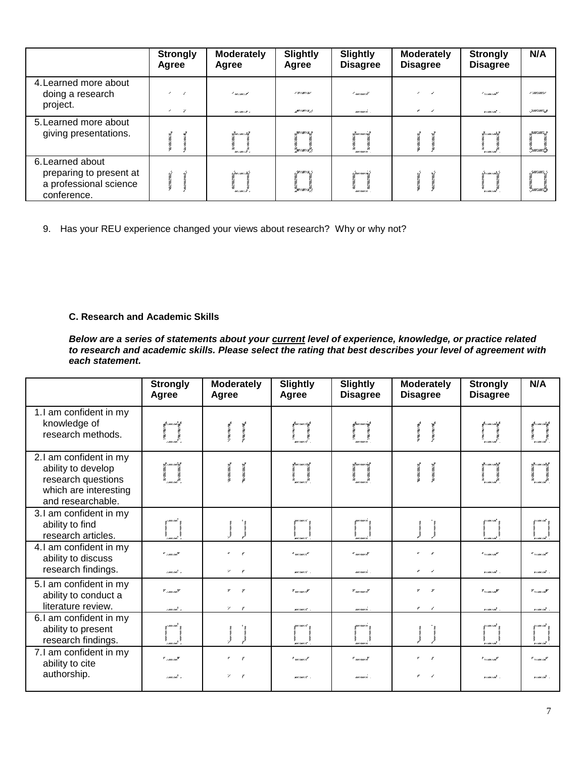| | Strongly Agree | Moderately Agree | Slightly Agree | Slightly Disagree | Moderately Disagree | Strongly Disagree | N/A |
|---|---|---|---|---|---|---|---|
| 4. Learned more about doing a research project. | | | | | | | |
| 5. Learned more about giving presentations. | | | | | | | |
| 6. Learned about preparing to present at a professional science conference. | | | | | | | |

9. Has your REU experience changed your views about research? Why or why not?

**C. Research and Academic Skills**

***Below are a series of statements about your <u>current</u> level of experience, knowledge, or practice related to research and academic skills. Please select the rating that best describes your level of agreement with each statement.***

| | Strongly Agree | Moderately Agree | Slightly Agree | Slightly Disagree | Moderately Disagree | Strongly Disagree | N/A |
|---|---|---|---|---|---|---|---|
| 1. I am confident in my knowledge of research methods. | | | | | | | |
| 2. I am confident in my ability to develop research questions which are interesting and researchable. | | | | | | | |
| 3. I am confident in my ability to find research articles. | | | | | | | |
| 4. I am confident in my ability to discuss research findings. | | | | | | | |
| 5. I am confident in my ability to conduct a literature review. | | | | | | | |
| 6. I am confident in my ability to present research findings. | | | | | | | |
| 7. I am confident in my ability to cite authorship. | | | | | | | |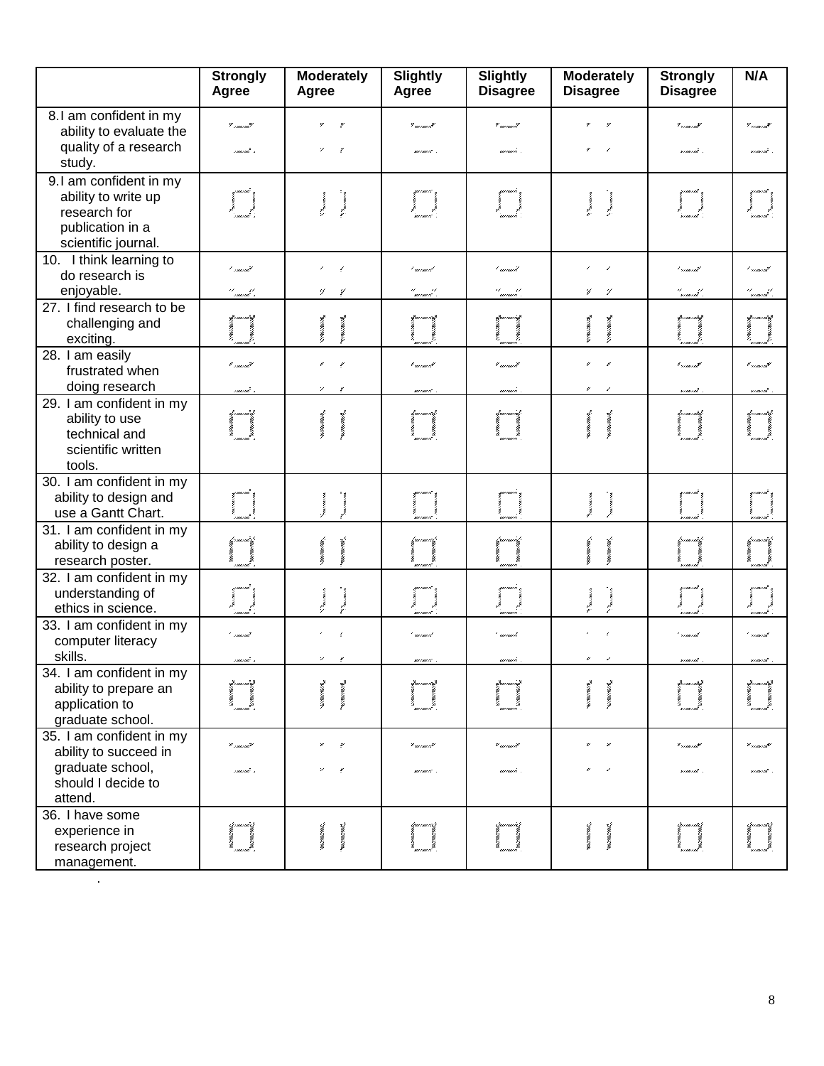| | Strongly Agree | Moderately Agree | Slightly Agree | Slightly Disagree | Moderately Disagree | Strongly Disagree | N/A |
|---|---|---|---|---|---|---|---|
| 8. I am confident in my ability to evaluate the quality of a research study. | | | | | | | |
| 9. I am confident in my ability to write up research for publication in a scientific journal. | | | | | | | |
| 10. I think learning to do research is enjoyable. | | | | | | | |
| 27. I find research to be challenging and exciting. | | | | | | | |
| 28. I am easily frustrated when doing research | | | | | | | |
| 29. I am confident in my ability to use technical and scientific written tools. | | | | | | | |
| 30. I am confident in my ability to design and use a Gantt Chart. | | | | | | | |
| 31. I am confident in my ability to design a research poster. | | | | | | | |
| 32. I am confident in my understanding of ethics in science. | | | | | | | |
| 33. I am confident in my computer literacy skills. | | | | | | | |
| 34. I am confident in my ability to prepare an application to graduate school. | | | | | | | |
| 35. I am confident in my ability to succeed in graduate school, should I decide to attend. | | | | | | | |
| 36. I have some experience in research project management. | | | | | | | |

.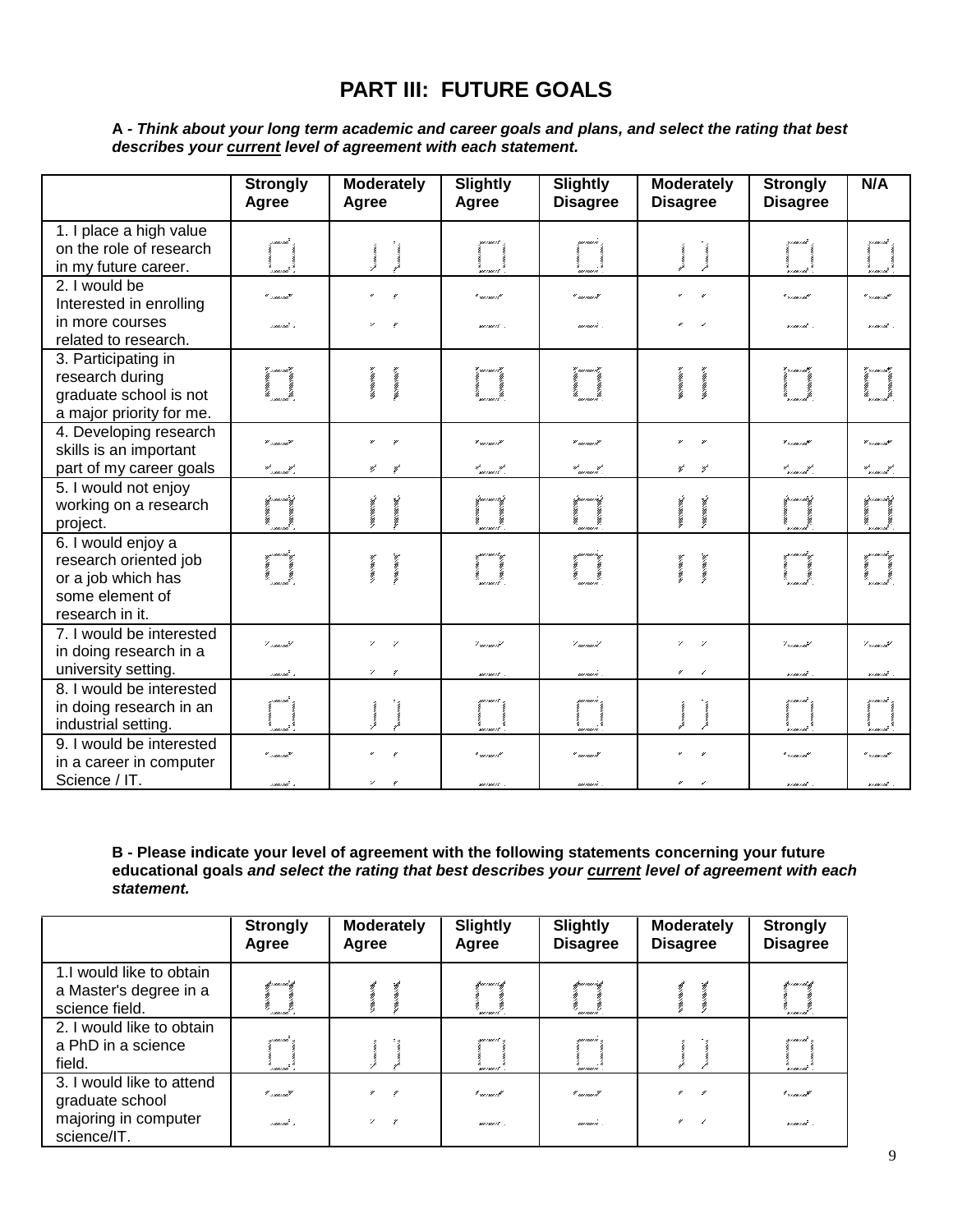# PART III: FUTURE GOALS

**A -** ***Think about your long term academic and career goals and plans, and select the rating that best describes your <u>current</u> level of agreement with each statement.***

| | Strongly Agree | Moderately Agree | Slightly Agree | Slightly Disagree | Moderately Disagree | Strongly Disagree | N/A |
|---|---|---|---|---|---|---|---|
| 1. I place a high value on the role of research in my future career. | | | | | | | |
| 2. I would be Interested in enrolling in more courses related to research. | | | | | | | |
| 3. Participating in research during graduate school is not a major priority for me. | | | | | | | |
| 4. Developing research skills is an important part of my career goals | | | | | | | |
| 5. I would not enjoy working on a research project. | | | | | | | |
| 6. I would enjoy a research oriented job or a job which has some element of research in it. | | | | | | | |
| 7. I would be interested in doing research in a university setting. | | | | | | | |
| 8. I would be interested in doing research in an industrial setting. | | | | | | | |
| 9. I would be interested in a career in computer Science / IT. | | | | | | | |

**B - Please indicate your level of agreement with the following statements concerning your future educational goals** ***and select the rating that best describes your <u>current</u> level of agreement with each statement.***

| | Strongly Agree | Moderately Agree | Slightly Agree | Slightly Disagree | Moderately Disagree | Strongly Disagree |
|---|---|---|---|---|---|---|
| 1.I would like to obtain a Master's degree in a science field. | | | | | | |
| 2. I would like to obtain a PhD in a science field. | | | | | | |
| 3. I would like to attend graduate school majoring in computer science/IT. | | | | | | |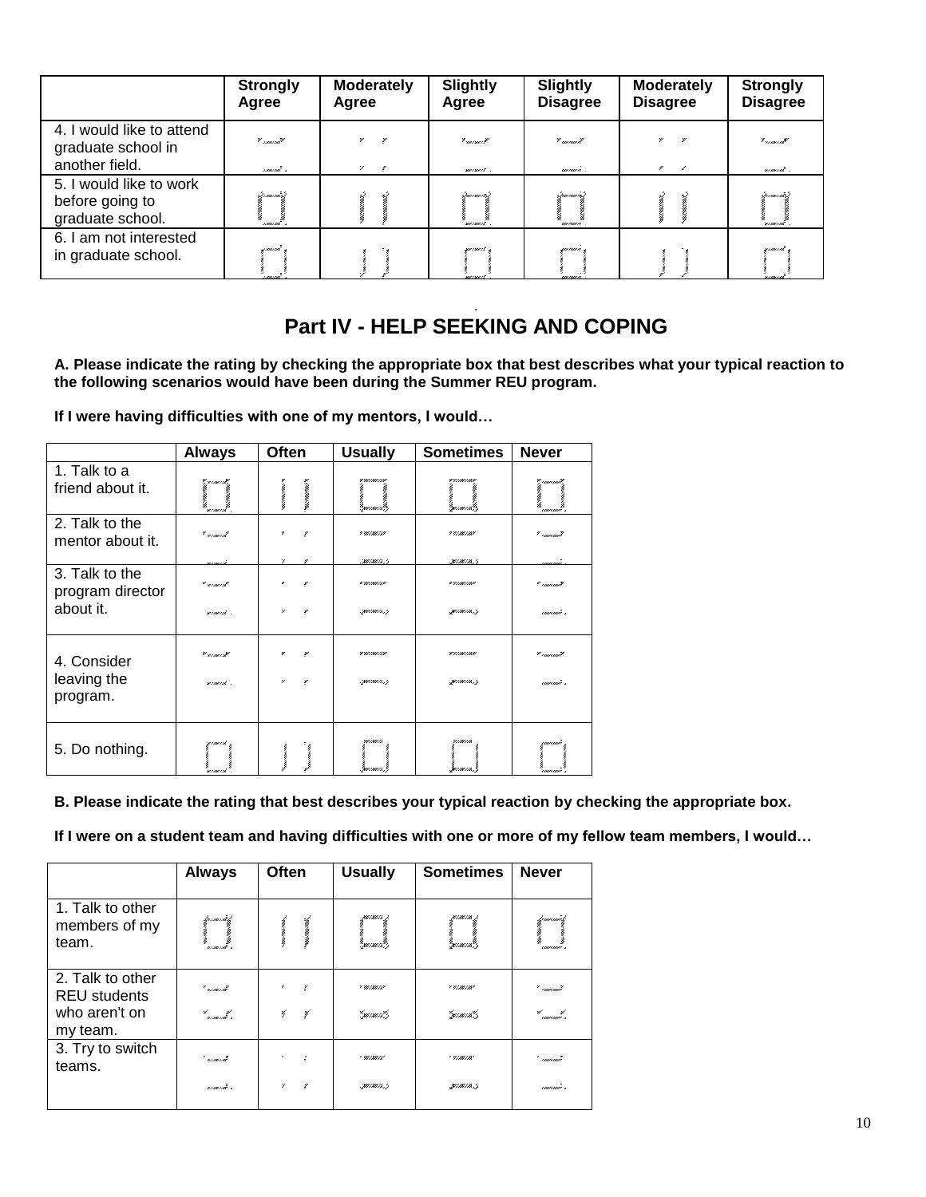| | Strongly Agree | Moderately Agree | Slightly Agree | Slightly Disagree | Moderately Disagree | Strongly Disagree |
|---|---|---|---|---|---|---|
| 4. I would like to attend graduate school in another field. | | | | | | |
| 5. I would like to work before going to graduate school. | | | | | | |
| 6. I am not interested in graduate school. | | | | | | |

## Part IV - HELP SEEKING AND COPING

**A. Please indicate the rating by checking the appropriate box that best describes what your typical reaction to the following scenarios would have been during the Summer REU program.**

**If I were having difficulties with one of my mentors, I would…**

| | Always | Often | Usually | Sometimes | Never |
|---|---|---|---|---|---|
| 1. Talk to a friend about it. | | | | | |
| 2. Talk to the mentor about it. | | | | | |
| 3. Talk to the program director about it. | | | | | |
| 4. Consider leaving the program. | | | | | |
| 5. Do nothing. | | | | | |

**B. Please indicate the rating that best describes your typical reaction by checking the appropriate box.**

**If I were on a student team and having difficulties with one or more of my fellow team members, I would…**

| | Always | Often | Usually | Sometimes | Never |
|---|---|---|---|---|---|
| 1. Talk to other members of my team. | | | | | |
| 2. Talk to other REU students who aren't on my team. | | | | | |
| 3. Try to switch teams. | | | | | |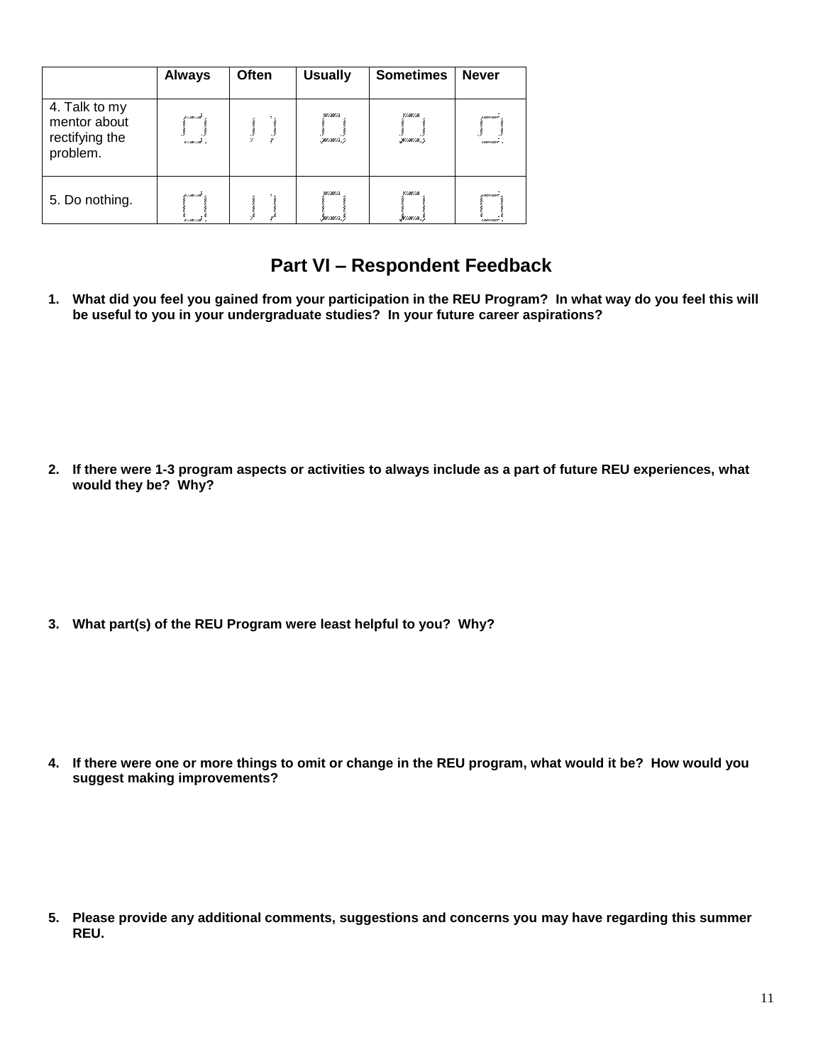| | Always | Often | Usually | Sometimes | Never |
|---|---|---|---|---|---|
| 4. Talk to my mentor about rectifying the problem. | ☐ | ☐ | ☐ | ☐ | ☐ |
| 5. Do nothing. | ☐ | ☐ | ☐ | ☐ | ☐ |

## Part VI – Respondent Feedback

1. **What did you feel you gained from your participation in the REU Program? In what way do you feel this will be useful to you in your undergraduate studies? In your future career aspirations?**

2. **If there were 1-3 program aspects or activities to always include as a part of future REU experiences, what would they be? Why?**

3. **What part(s) of the REU Program were least helpful to you? Why?**

4. **If there were one or more things to omit or change in the REU program, what would it be? How would you suggest making improvements?**

5. **Please provide any additional comments, suggestions and concerns you may have regarding this summer REU.**